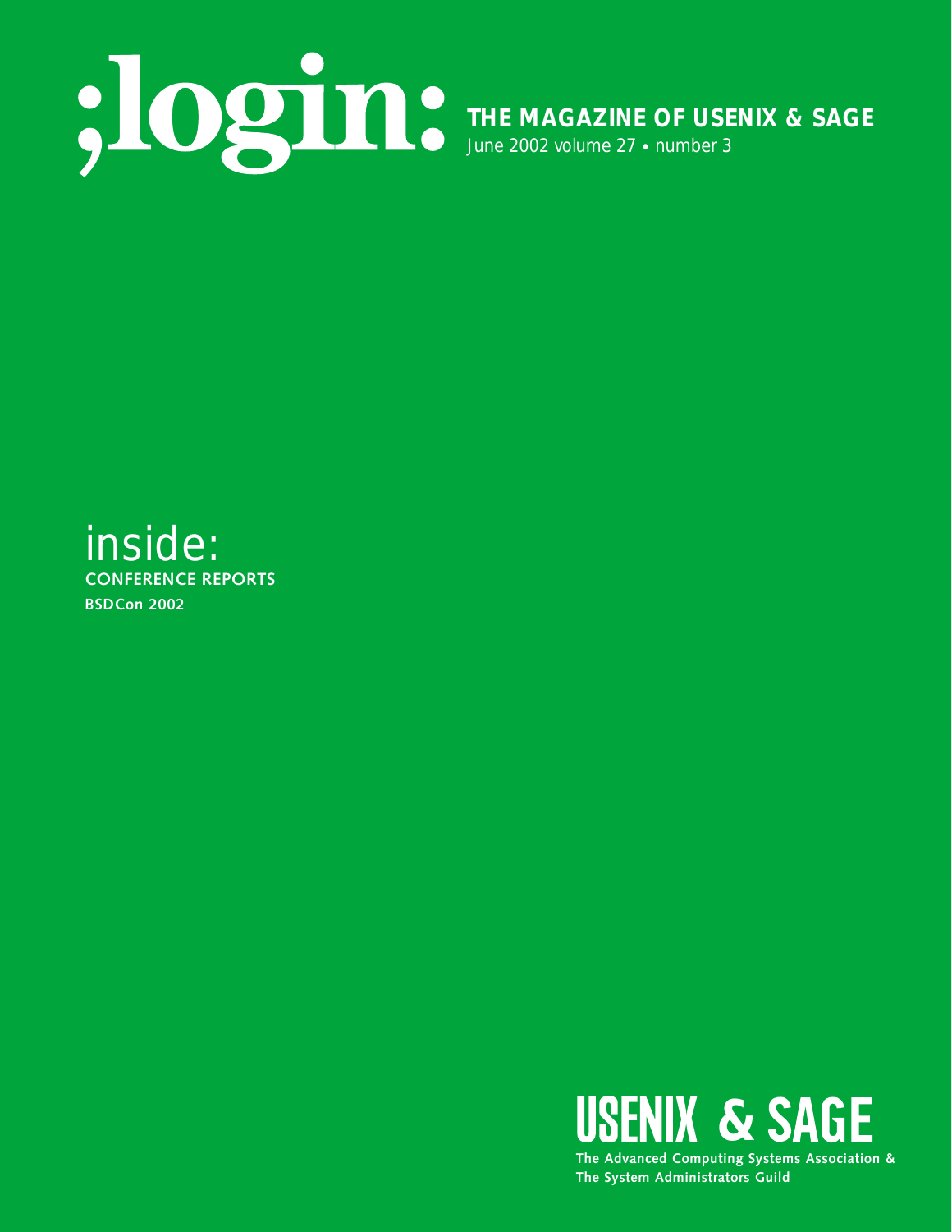# ;login:

**THE MAGAZINE OF USENIX & SAGE**

June 2002 volume 27 • number 3

inside:

**CONFERENCE REPORTS**

**BSDCon 2002**

**USENIX & SAGE**

**The Advanced Computing Systems Association & The System Administrators Guild**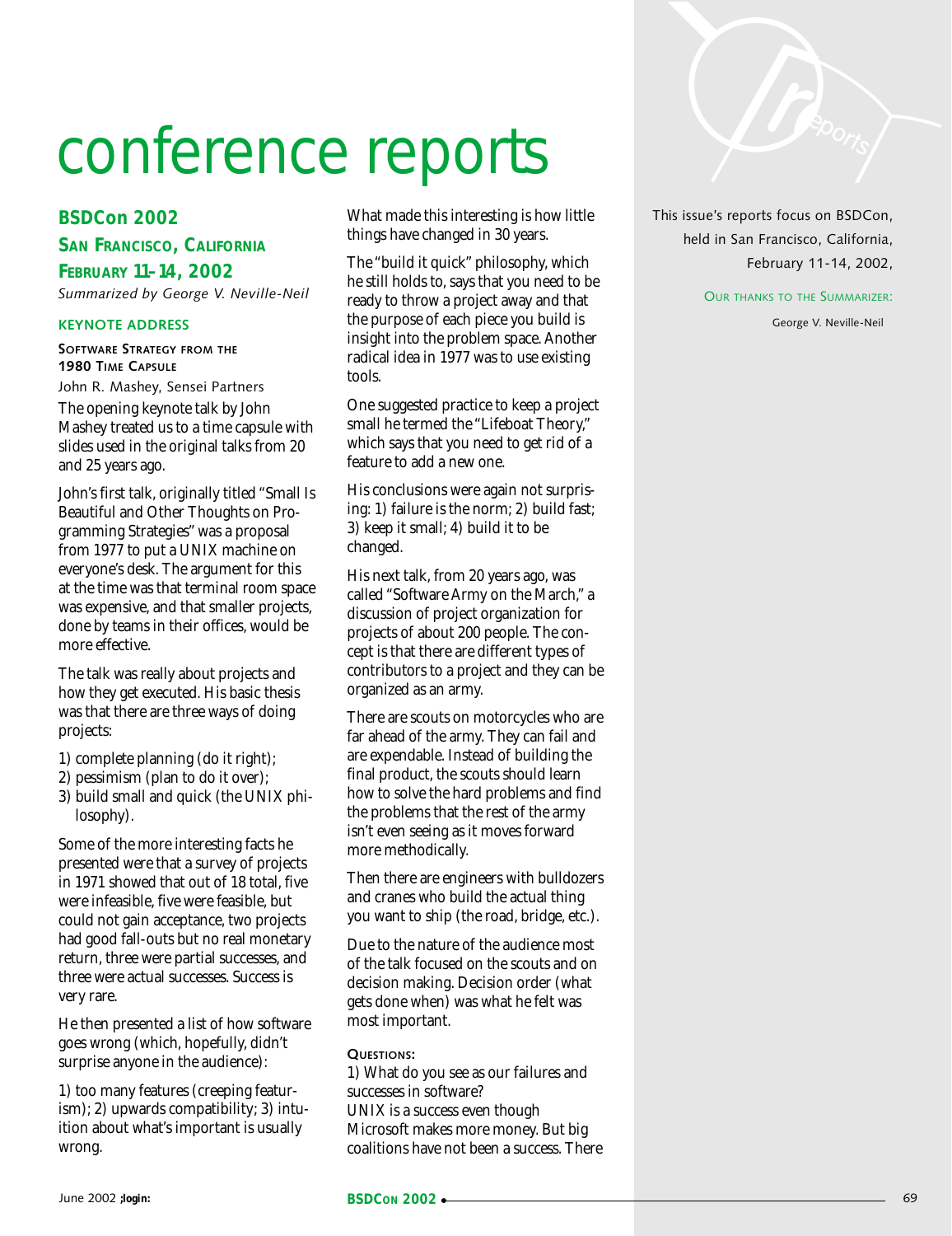# conference reports

This issue's reports focus on BSDCon, held in San Francisco, California, February 11-14, 2002,

OUR THANKS TO THE SUMMARIZER:

George V. Neville-Neil

## BSDCon 2002

## SAN FRANCISCO, CALIFORNIA

## FEBRUARY 11–14, 2002

*Summarized by George V. Neville-Neil*

### KEYNOTE ADDRESS

#### SOFTWARE STRATEGY FROM THE 1980 TIME CAPSULE

John R. Mashey, Sensei Partners

The opening keynote talk by John Mashey treated us to a time capsule with slides used in the original talks from 20 and 25 years ago.

John's first talk, originally titled "Small Is Beautiful and Other Thoughts on Programming Strategies" was a proposal from 1977 to put a UNIX machine on everyone's desk. The argument for this at the time was that terminal room space was expensive, and that smaller projects, done by teams in their offices, would be more effective.

The talk was really about projects and how they get executed. His basic thesis was that there are three ways of doing projects:

1) complete planning (do it right);
2) pessimism (plan to do it over);
3) build small and quick (the UNIX philosophy).

Some of the more interesting facts he presented were that a survey of projects in 1971 showed that out of 18 total, five were infeasible, five were feasible, but could not gain acceptance, two projects had good fall-outs but no real monetary return, three were partial successes, and three were actual successes. Success is very rare.

He then presented a list of how software goes wrong (which, hopefully, didn't surprise anyone in the audience):

1) too many features (creeping featurism); 2) upwards compatibility; 3) intuition about what's important is usually wrong.

What made this interesting is how little things have changed in 30 years.

The "build it quick" philosophy, which he still holds to, says that you need to be ready to throw a project away and that the purpose of each piece you build is insight into the problem space. Another radical idea in 1977 was to use existing tools.

One suggested practice to keep a project small he termed the "Lifeboat Theory," which says that you need to get rid of a feature to add a new one.

His conclusions were again not surprising: 1) failure is the norm; 2) build fast; 3) keep it small; 4) build it to be changed.

His next talk, from 20 years ago, was called "Software Army on the March," a discussion of project organization for projects of about 200 people. The concept is that there are different types of contributors to a project and they can be organized as an army.

There are scouts on motorcycles who are far ahead of the army. They can fail and are expendable. Instead of building the final product, the scouts should learn how to solve the hard problems and find the problems that the rest of the army isn't even seeing as it moves forward more methodically.

Then there are engineers with bulldozers and cranes who build the actual thing you want to ship (the road, bridge, etc.).

Due to the nature of the audience most of the talk focused on the scouts and on decision making. Decision order (what gets done when) was what he felt was most important.

**QUESTIONS:**

1) What do you see as our failures and successes in software?
UNIX is a success even though Microsoft makes more money. But big coalitions have not been a success. There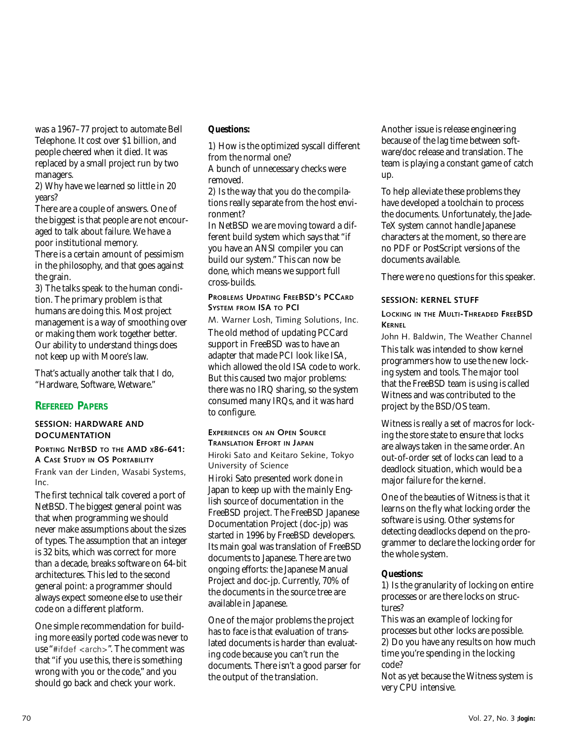was a 1967–77 project to automate Bell Telephone. It cost over $1 billion, and people cheered when it died. It was replaced by a small project run by two managers.

2) Why have we learned so little in 20 years?

There are a couple of answers. One of the biggest is that people are not encouraged to talk about failure. We have a poor institutional memory.

There is a certain amount of pessimism in the philosophy, and that goes against the grain.

3) The talks speak to the human condition. The primary problem is that humans are doing this. Most project management is a way of smoothing over or making them work together better. Our ability to understand things does not keep up with Moore's law.

That's actually another talk that I do, "Hardware, Software, Wetware."

## Refereed Papers

### Session: Hardware and Documentation

#### Porting NetBSD to the AMD x86-641: A Case Study in OS Portability

Frank van der Linden, Wasabi Systems, Inc.

The first technical talk covered a port of NetBSD. The biggest general point was that when programming we should never make assumptions about the sizes of types. The assumption that an integer is 32 bits, which was correct for more than a decade, breaks software on 64-bit architectures. This led to the second general point: a programmer should always expect someone else to use their code on a different platform.

One simple recommendation for building more easily ported code was never to use "#ifdef <arch>". The comment was that "if you use this, there is something wrong with you or the code," and you should go back and check your work.

**Questions:**

1) How is the optimized syscall different from the normal one?

A bunch of unnecessary checks were removed.

2) Is the way that you do the compilations really separate from the host environment?

In NetBSD we are moving toward a different build system which says that "if you have an ANSI compiler you can build our system." This can now be done, which means we support full cross-builds.

#### Problems Updating FreeBSD's PCCard System from ISA to PCI

M. Warner Losh, Timing Solutions, Inc.

The old method of updating PCCard support in FreeBSD was to have an adapter that made PCI look like ISA, which allowed the old ISA code to work. But this caused two major problems: there was no IRQ sharing, so the system consumed many IRQs, and it was hard to configure.

#### Experiences on an Open Source Translation Effort in Japan

Hiroki Sato and Keitaro Sekine, Tokyo University of Science

Hiroki Sato presented work done in Japan to keep up with the mainly English source of documentation in the FreeBSD project. The FreeBSD Japanese Documentation Project (doc-jp) was started in 1996 by FreeBSD developers. Its main goal was translation of FreeBSD documents to Japanese. There are two ongoing efforts: the Japanese Manual Project and doc-jp. Currently, 70% of the documents in the source tree are available in Japanese.

One of the major problems the project has to face is that evaluation of translated documents is harder than evaluating code because you can't run the documents. There isn't a good parser for the output of the translation.

Another issue is release engineering because of the lag time between software/doc release and translation. The team is playing a constant game of catch up.

To help alleviate these problems they have developed a toolchain to process the documents. Unfortunately, the JadeTeX system cannot handle Japanese characters at the moment, so there are no PDF or PostScript versions of the documents available.

There were no questions for this speaker.

### Session: Kernel Stuff

#### Locking in the Multi-Threaded FreeBSD Kernel

John H. Baldwin, The Weather Channel

This talk was intended to show kernel programmers how to use the new locking system and tools. The major tool that the FreeBSD team is using is called Witness and was contributed to the project by the BSD/OS team.

Witness is really a set of macros for locking the store state to ensure that locks are always taken in the same order. An out-of-order set of locks can lead to a deadlock situation, which would be a major failure for the kernel.

One of the beauties of Witness is that it learns on the fly what locking order the software is using. Other systems for detecting deadlocks depend on the programmer to declare the locking order for the whole system.

**Questions:**

1) Is the granularity of locking on entire processes or are there locks on structures?

This was an example of locking for processes but other locks are possible.

2) Do you have any results on how much time you're spending in the locking code?

Not as yet because the Witness system is very CPU intensive.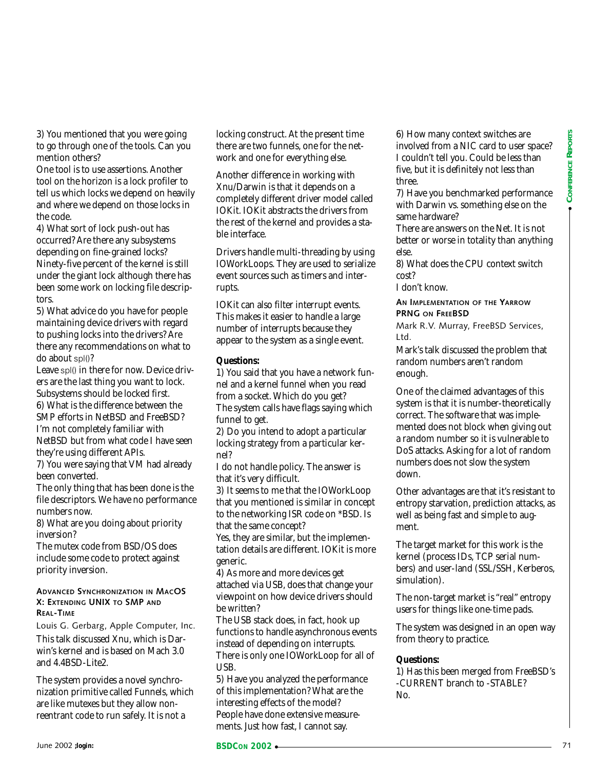3) You mentioned that you were going to go through one of the tools. Can you mention others?

One tool is to use assertions. Another tool on the horizon is a lock profiler to tell us which locks we depend on heavily and where we depend on those locks in the code.

4) What sort of lock push-out has occurred? Are there any subsystems depending on fine-grained locks?

Ninety-five percent of the kernel is still under the giant lock although there has been some work on locking file descriptors.

5) What advice do you have for people maintaining device drivers with regard to pushing locks into the drivers? Are there any recommendations on what to do about spl()?

Leave spl() in there for now. Device drivers are the last thing you want to lock. Subsystems should be locked first.

6) What is the difference between the SMP efforts in NetBSD and FreeBSD?

I'm not completely familiar with NetBSD but from what code I have seen they're using different APIs.

7) You were saying that VM had already been converted.

The only thing that has been done is the file descriptors. We have no performance numbers now.

8) What are you doing about priority inversion?

The mutex code from BSD/OS does include some code to protect against priority inversion.

### Advanced Synchronization in MacOS X: Extending UNIX to SMP and Real-Time

Louis G. Gerbarg, Apple Computer, Inc.

This talk discussed Xnu, which is Darwin's kernel and is based on Mach 3.0 and 4.4BSD-Lite2.

The system provides a novel synchronization primitive called Funnels, which are like mutexes but they allow non-reentrant code to run safely. It is not a locking construct. At the present time there are two funnels, one for the network and one for everything else.

Another difference in working with Xnu/Darwin is that it depends on a completely different driver model called IOKit. IOKit abstracts the drivers from the rest of the kernel and provides a stable interface.

Drivers handle multi-threading by using IOWorkLoops. They are used to serialize event sources such as timers and interrupts.

IOKit can also filter interrupt events. This makes it easier to handle a large number of interrupts because they appear to the system as a single event.

**Questions:**

1) You said that you have a network funnel and a kernel funnel when you read from a socket. Which do you get?

The system calls have flags saying which funnel to get.

2) Do you intend to adopt a particular locking strategy from a particular kernel?

I do not handle policy. The answer is that it's very difficult.

3) It seems to me that the IOWorkLoop that you mentioned is similar in concept to the networking ISR code on *BSD. Is that the same concept?

Yes, they are similar, but the implementation details are different. IOKit is more generic.

4) As more and more devices get attached via USB, does that change your viewpoint on how device drivers should be written?

The USB stack does, in fact, hook up functions to handle asynchronous events instead of depending on interrupts. There is only one IOWorkLoop for all of USB.

5) Have you analyzed the performance of this implementation? What are the interesting effects of the model?

People have done extensive measurements. Just how fast, I cannot say.

6) How many context switches are involved from a NIC card to user space?

I couldn't tell you. Could be less than five, but it is definitely not less than three.

7) Have you benchmarked performance with Darwin vs. something else on the same hardware?

There are answers on the Net. It is not better or worse in totality than anything else.

8) What does the CPU context switch cost?

I don't know.

### An Implementation of the Yarrow PRNG on FreeBSD

Mark R.V. Murray, FreeBSD Services, Ltd.

Mark's talk discussed the problem that random numbers aren't random enough.

One of the claimed advantages of this system is that it is number-theoretically correct. The software that was implemented does not block when giving out a random number so it is vulnerable to DoS attacks. Asking for a lot of random numbers does not slow the system down.

Other advantages are that it's resistant to entropy starvation, prediction attacks, as well as being fast and simple to augment.

The target market for this work is the kernel (process IDs, TCP serial numbers) and user-land (SSL/SSH, Kerberos, simulation).

The non-target market is "real" entropy users for things like one-time pads.

The system was designed in an open way from theory to practice.

**Questions:**

1) Has this been merged from FreeBSD's -CURRENT branch to -STABLE?

No.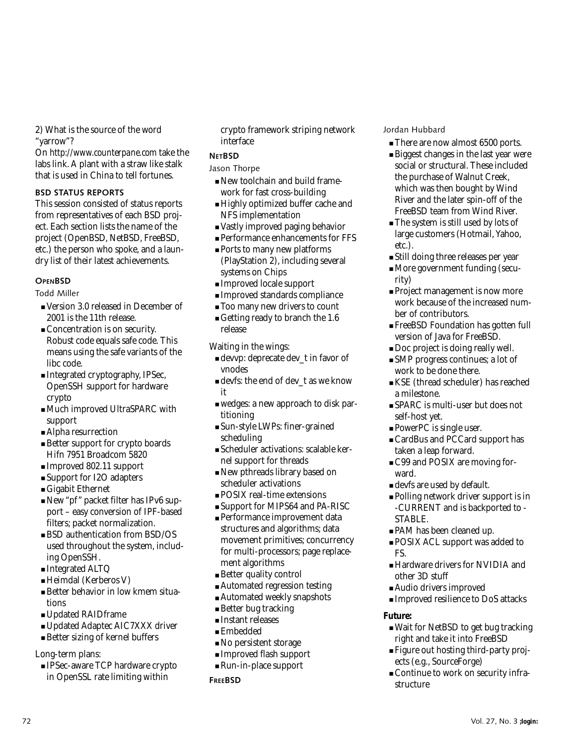2) What is the source of the word "yarrow"?

On *http://www.counterpane.com* take the labs link. A plant with a straw like stalk that is used in China to tell fortunes.

### BSD STATUS REPORTS

This session consisted of status reports from representatives of each BSD project. Each section lists the name of the project (OpenBSD, NetBSD, FreeBSD, etc.) the person who spoke, and a laundry list of their latest achievements.

#### OPENBSD

Todd Miller

- Version 3.0 released in December of 2001 is the 11th release.
- Concentration is on security. Robust code equals safe code. This means using the safe variants of the libc code.
- Integrated cryptography, IPSec, OpenSSH support for hardware crypto
- Much improved UltraSPARC with support
- Alpha resurrection
- Better support for crypto boards Hifn 7951 Broadcom 5820
- Improved 802.11 support
- Support for I2O adapters
- Gigabit Ethernet
- New "pf" packet filter has IPv6 support – easy conversion of IPF-based filters; packet normalization.
- BSD authentication from BSD/OS used throughout the system, including OpenSSH.
- Integrated ALTQ
- Heimdal (Kerberos V)
- Better behavior in low kmem situations
- Updated RAIDframe
- Updated Adaptec AIC7XXX driver
- Better sizing of kernel buffers

Long-term plans:

- IPSec-aware TCP hardware crypto in OpenSSL rate limiting within crypto framework striping network interface

#### NETBSD

Jason Thorpe

- New toolchain and build framework for fast cross-building
- Highly optimized buffer cache and NFS implementation
- Vastly improved paging behavior
- Performance enhancements for FFS
- Ports to many new platforms (PlayStation 2), including several systems on Chips
- Improved locale support
- Improved standards compliance
- Too many new drivers to count
- Getting ready to branch the 1.6 release

Waiting in the wings:

- devvp: deprecate dev_t in favor of vnodes
- devfs: the end of dev_t as we know it
- wedges: a new approach to disk partitioning
- Sun-style LWPs: finer-grained scheduling
- Scheduler activations: scalable kernel support for threads
- New pthreads library based on scheduler activations
- POSIX real-time extensions
- Support for MIPS64 and PA-RISC
- Performance improvement data structures and algorithms; data movement primitives; concurrency for multi-processors; page replacement algorithms
- Better quality control
- Automated regression testing
- Automated weekly snapshots
- Better bug tracking
- Instant releases
- Embedded
- No persistent storage
- Improved flash support
- Run-in-place support

#### FREEBSD

Jordan Hubbard

- There are now almost 6500 ports.
- Biggest changes in the last year were social or structural. These included the purchase of Walnut Creek, which was then bought by Wind River and the later spin-off of the FreeBSD team from Wind River.
- The system is still used by lots of large customers (Hotmail, Yahoo, etc.).
- Still doing three releases per year
- More government funding (security)
- Project management is now more work because of the increased number of contributors.
- FreeBSD Foundation has gotten full version of Java for FreeBSD.
- Doc project is doing really well.
- SMP progress continues; a lot of work to be done there.
- KSE (thread scheduler) has reached a milestone.
- SPARC is multi-user but does not self-host yet.
- PowerPC is single user.
- CardBus and PCCard support has taken a leap forward.
- C99 and POSIX are moving forward.
- devfs are used by default.
- Polling network driver support is in -CURRENT and is backported to -STABLE.
- PAM has been cleaned up.
- POSIX ACL support was added to FS.
- Hardware drivers for NVIDIA and other 3D stuff
- Audio drivers improved
- Improved resilience to DoS attacks

**Future:**

- Wait for NetBSD to get bug tracking right and take it into FreeBSD
- Figure out hosting third-party projects (e.g., SourceForge)
- Continue to work on security infrastructure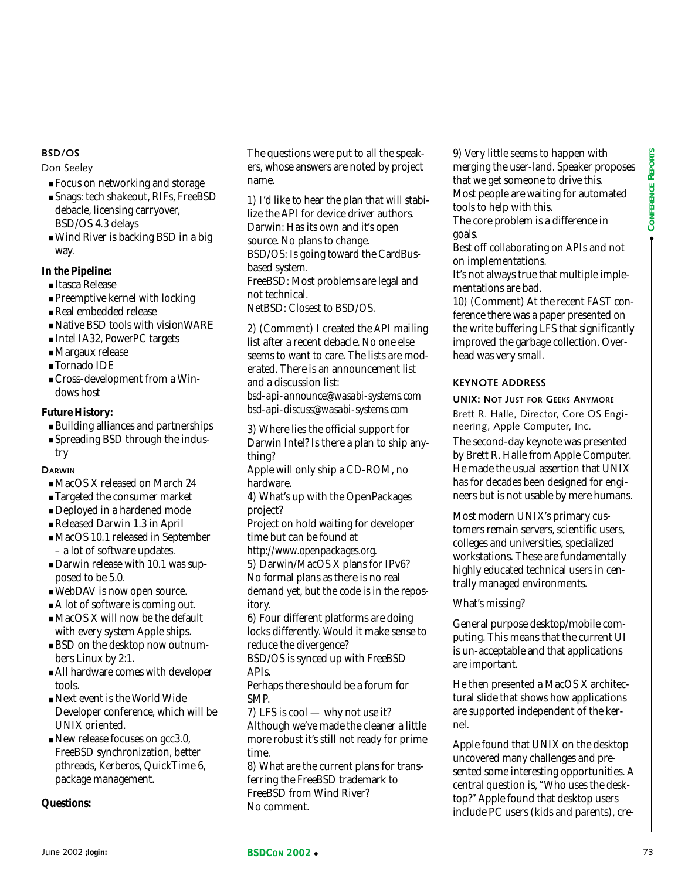#### BSD/OS

Don Seeley

- Focus on networking and storage
- Snags: tech shakeout, RIFs, FreeBSD debacle, licensing carryover, BSD/OS 4.3 delays
- Wind River is backing BSD in a big way.

**In the Pipeline:**

- Itasca Release
- Preemptive kernel with locking
- Real embedded release
- Native BSD tools with visionWARE
- Intel IA32, PowerPC targets
- Margaux release
- Tornado IDE
- Cross-development from a Windows host

**Future History:**

- Building alliances and partnerships
- Spreading BSD through the industry

#### Darwin

- MacOS X released on March 24
- Targeted the consumer market
- Deployed in a hardened mode
- Released Darwin 1.3 in April
- MacOS 10.1 released in September – a lot of software updates.
- Darwin release with 10.1 was supposed to be 5.0.
- WebDAV is now open source.
- A lot of software is coming out.
- MacOS X will now be the default with every system Apple ships.
- BSD on the desktop now outnumbers Linux by 2:1.
- All hardware comes with developer tools.
- Next event is the World Wide Developer conference, which will be UNIX oriented.
- New release focuses on gcc3.0, FreeBSD synchronization, better pthreads, Kerberos, QuickTime 6, package management.

**Questions:**

The questions were put to all the speakers, whose answers are noted by project name.

1) I'd like to hear the plan that will stabilize the API for device driver authors.
Darwin: Has its own and it's open source. No plans to change.
BSD/OS: Is going toward the CardBus-based system.
FreeBSD: Most problems are legal and not technical.
NetBSD: Closest to BSD/OS.

2) (Comment) I created the API mailing list after a recent debacle. No one else seems to want to care. The lists are moderated. There is an announcement list and a discussion list:
*bsd-api-announce@wasabi-systems.com*
*bsd-api-discuss@wasabi-systems.com*

3) Where lies the official support for Darwin Intel? Is there a plan to ship anything?
Apple will only ship a CD-ROM, no hardware.
4) What's up with the OpenPackages project?
Project on hold waiting for developer time but can be found at *http://www.openpackages.org*.
5) Darwin/MacOS X plans for IPv6?
No formal plans as there is no real demand yet, but the code is in the repository.
6) Four different platforms are doing locks differently. Would it make sense to reduce the divergence?
BSD/OS is synced up with FreeBSD APIs.
Perhaps there should be a forum for SMP.
7) LFS is cool — why not use it?
Although we've made the cleaner a little more robust it's still not ready for prime time.
8) What are the current plans for transferring the FreeBSD trademark to FreeBSD from Wind River?
No comment.
9) Very little seems to happen with merging the user-land. Speaker proposes that we get someone to drive this.
Most people are waiting for automated tools to help with this.
The core problem is a difference in goals.
Best off collaborating on APIs and not on implementations.
It's not always true that multiple implementations are bad.
10) (Comment) At the recent FAST conference there was a paper presented on the write buffering LFS that significantly improved the garbage collection. Overhead was very small.

### KEYNOTE ADDRESS

#### UNIX: Not Just for Geeks Anymore

Brett R. Halle, Director, Core OS Engineering, Apple Computer, Inc.

The second-day keynote was presented by Brett R. Halle from Apple Computer. He made the usual assertion that UNIX has for decades been designed for engineers but is not usable by mere humans.

Most modern UNIX's primary customers remain servers, scientific users, colleges and universities, specialized workstations. These are fundamentally highly educated technical users in centrally managed environments.

What's missing?

General purpose desktop/mobile computing. This means that the current UI is un-acceptable and that applications are important.

He then presented a MacOS X architectural slide that shows how applications are supported independent of the kernel.

Apple found that UNIX on the desktop uncovered many challenges and presented some interesting opportunities. A central question is, "Who uses the desktop?" Apple found that desktop users include PC users (kids and parents), cre-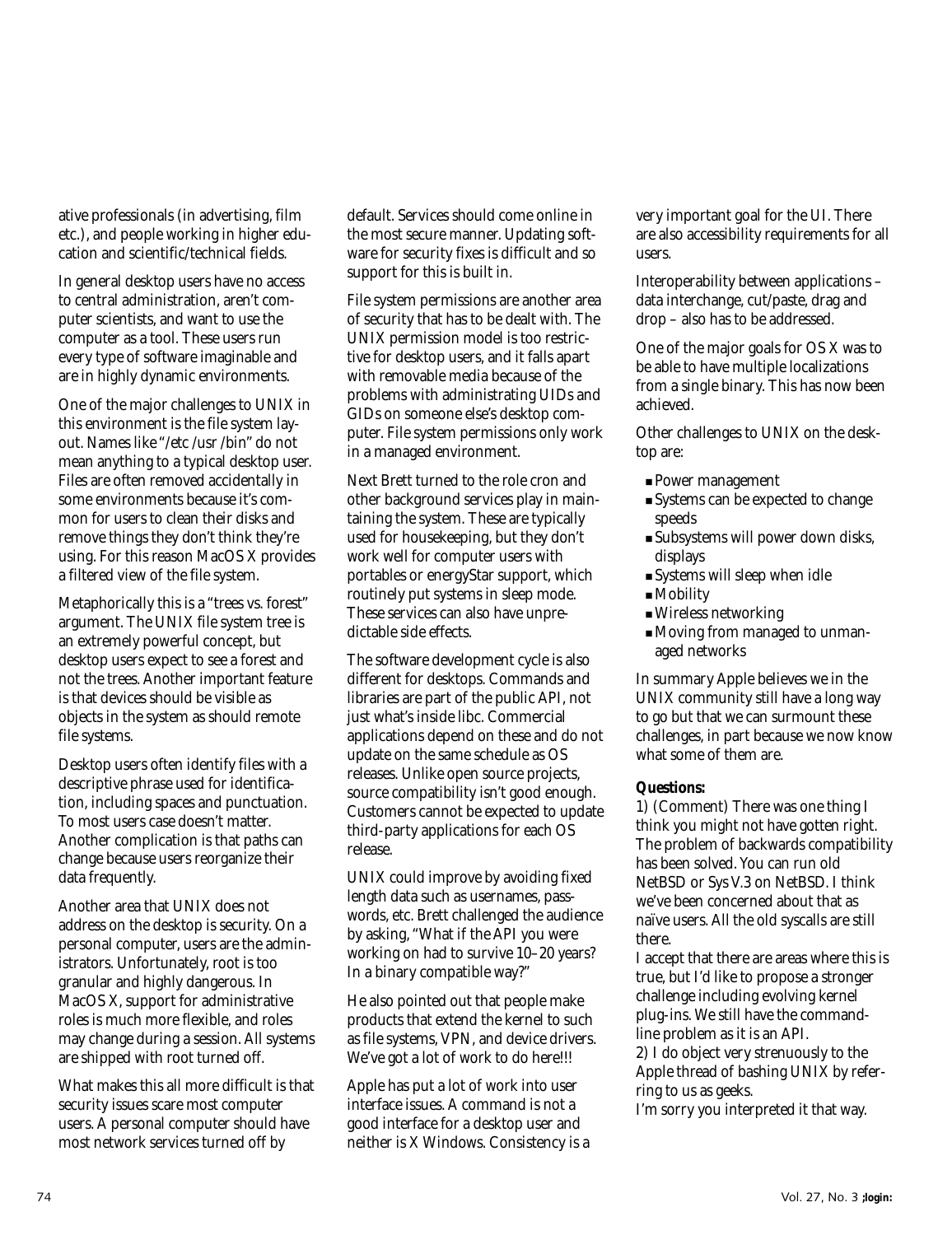ative professionals (in advertising, film etc.), and people working in higher education and scientific/technical fields.

In general desktop users have no access to central administration, aren't computer scientists, and want to use the computer as a tool. These users run every type of software imaginable and are in highly dynamic environments.

One of the major challenges to UNIX in this environment is the file system layout. Names like "/etc /usr /bin" do not mean anything to a typical desktop user. Files are often removed accidentally in some environments because it's common for users to clean their disks and remove things they don't think they're using. For this reason MacOS X provides a filtered view of the file system.

Metaphorically this is a "trees vs. forest" argument. The UNIX file system tree is an extremely powerful concept, but desktop users expect to see a forest and not the trees. Another important feature is that devices should be visible as objects in the system as should remote file systems.

Desktop users often identify files with a descriptive phrase used for identification, including spaces and punctuation. To most users case doesn't matter. Another complication is that paths can change because users reorganize their data frequently.

Another area that UNIX does not address on the desktop is security. On a personal computer, users are the administrators. Unfortunately, root is too granular and highly dangerous. In MacOS X, support for administrative roles is much more flexible, and roles may change during a session. All systems are shipped with root turned off.

What makes this all more difficult is that security issues scare most computer users. A personal computer should have most network services turned off by default. Services should come online in the most secure manner. Updating software for security fixes is difficult and so support for this is built in.

File system permissions are another area of security that has to be dealt with. The UNIX permission model is too restrictive for desktop users, and it falls apart with removable media because of the problems with administrating UIDs and GIDs on someone else's desktop computer. File system permissions only work in a managed environment.

Next Brett turned to the role cron and other background services play in maintaining the system. These are typically used for housekeeping, but they don't work well for computer users with portables or energyStar support, which routinely put systems in sleep mode. These services can also have unpredictable side effects.

The software development cycle is also different for desktops. Commands and libraries are part of the public API, not just what's inside libc. Commercial applications depend on these and do not update on the same schedule as OS releases. Unlike open source projects, source compatibility isn't good enough. Customers cannot be expected to update third-party applications for each OS release.

UNIX could improve by avoiding fixed length data such as usernames, passwords, etc. Brett challenged the audience by asking, "What if the API you were working on had to survive 10–20 years? In a binary compatible way?"

He also pointed out that people make products that extend the kernel to such as file systems, VPN, and device drivers. We've got a lot of work to do here!!!

Apple has put a lot of work into user interface issues. A command is not a good interface for a desktop user and neither is X Windows. Consistency is a very important goal for the UI. There are also accessibility requirements for all users.

Interoperability between applications – data interchange, cut/paste, drag and drop – also has to be addressed.

One of the major goals for OS X was to be able to have multiple localizations from a single binary. This has now been achieved.

Other challenges to UNIX on the desktop are:

- Power management
- Systems can be expected to change speeds
- Subsystems will power down disks, displays
- Systems will sleep when idle
- Mobility
- Wireless networking
- Moving from managed to unmanaged networks

In summary Apple believes we in the UNIX community still have a long way to go but that we can surmount these challenges, in part because we now know what some of them are.

**Questions:**

1) (Comment) There was one thing I think you might not have gotten right. The problem of backwards compatibility has been solved. You can run old NetBSD or Sys V.3 on NetBSD. I think we've been concerned about that as naïve users. All the old syscalls are still there.

I accept that there are areas where this is true, but I'd like to propose a stronger challenge including evolving kernel plug-ins. We still have the command-line problem as it is an API.

2) I do object very strenuously to the Apple thread of bashing UNIX by referring to us as geeks.

I'm sorry you interpreted it that way.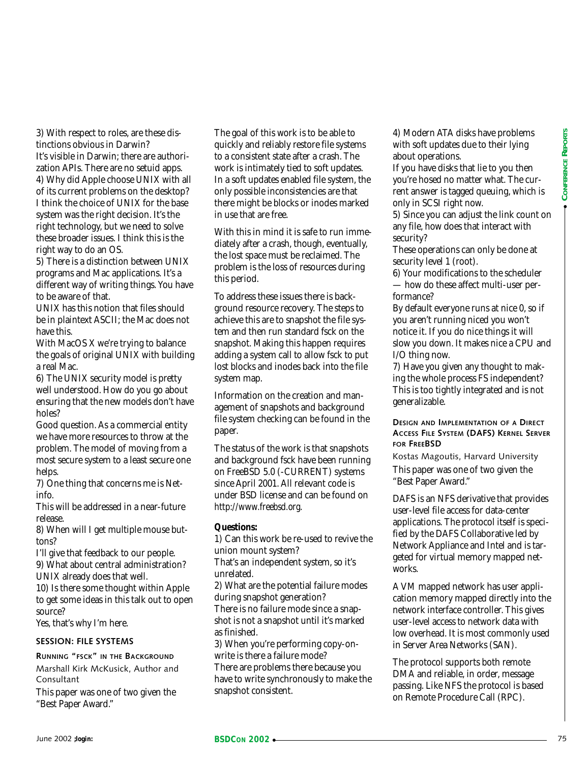3) With respect to roles, are these distinctions obvious in Darwin?

It's visible in Darwin; there are authorization APIs. There are no setuid apps.

4) Why did Apple choose UNIX with all of its current problems on the desktop?

I think the choice of UNIX for the base system was the right decision. It's the right technology, but we need to solve these broader issues. I think this is the right way to do an OS.

5) There is a distinction between UNIX programs and Mac applications. It's a different way of writing things. You have to be aware of that.

UNIX has this notion that files should be in plaintext ASCII; the Mac does not have this.

With MacOS X we're trying to balance the goals of original UNIX with building a real Mac.

6) The UNIX security model is pretty well understood. How do you go about ensuring that the new models don't have holes?

Good question. As a commercial entity we have more resources to throw at the problem. The model of moving from a most secure system to a least secure one helps.

7) One thing that concerns me is Netinfo.

This will be addressed in a near-future release.

8) When will I get multiple mouse buttons?

I'll give that feedback to our people.

9) What about central administration?

UNIX already does that well.

10) Is there some thought within Apple to get some ideas in this talk out to open source?

Yes, that's why I'm here.

## SESSION: FILE SYSTEMS

### RUNNING "FSCK" IN THE BACKGROUND

Marshall Kirk McKusick, Author and Consultant

This paper was one of two given the "Best Paper Award."

The goal of this work is to be able to quickly and reliably restore file systems to a consistent state after a crash. The work is intimately tied to soft updates. In a soft updates enabled file system, the only possible inconsistencies are that there might be blocks or inodes marked in use that are free.

With this in mind it is safe to run immediately after a crash, though, eventually, the lost space must be reclaimed. The problem is the loss of resources during this period.

To address these issues there is background resource recovery. The steps to achieve this are to snapshot the file system and then run standard fsck on the snapshot. Making this happen requires adding a system call to allow fsck to put lost blocks and inodes back into the file system map.

Information on the creation and management of snapshots and background file system checking can be found in the paper.

The status of the work is that snapshots and background fsck have been running on FreeBSD 5.0 (-CURRENT) systems since April 2001. All relevant code is under BSD license and can be found on http://www.freebsd.org.

**Questions:**

1) Can this work be re-used to revive the union mount system?

That's an independent system, so it's unrelated.

2) What are the potential failure modes during snapshot generation?

There is no failure mode since a snapshot is not a snapshot until it's marked as finished.

3) When you're performing copy-on-write is there a failure mode?

There are problems there because you have to write synchronously to make the snapshot consistent.

4) Modern ATA disks have problems with soft updates due to their lying about operations.

If you have disks that lie to you then you're hosed no matter what. The current answer is tagged queuing, which is only in SCSI right now.

5) Since you can adjust the link count on any file, how does that interact with security?

These operations can only be done at security level 1 (root).

6) Your modifications to the scheduler — how do these affect multi-user performance?

By default everyone runs at nice 0, so if you aren't running niced you won't notice it. If you do nice things it will slow you down. It makes nice a CPU and I/O thing now.

7) Have you given any thought to making the whole process FS independent?

This is too tightly integrated and is not generalizable.

### DESIGN AND IMPLEMENTATION OF A DIRECT ACCESS FILE SYSTEM (DAFS) KERNEL SERVER FOR FREEBSD

Kostas Magoutis, Harvard University

This paper was one of two given the "Best Paper Award."

DAFS is an NFS derivative that provides user-level file access for data-center applications. The protocol itself is specified by the DAFS Collaborative led by Network Appliance and Intel and is targeted for virtual memory mapped networks.

A VM mapped network has user application memory mapped directly into the network interface controller. This gives user-level access to network data with low overhead. It is most commonly used in Server Area Networks (SAN).

The protocol supports both remote DMA and reliable, in order, message passing. Like NFS the protocol is based on Remote Procedure Call (RPC).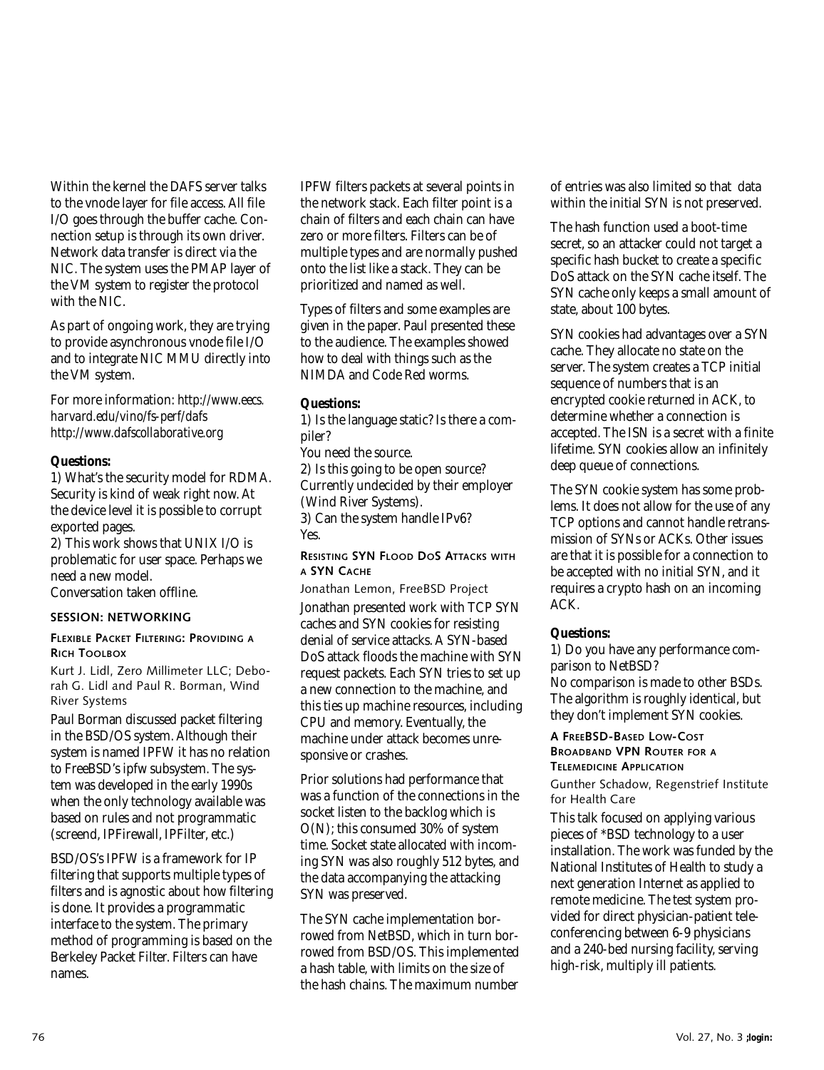Within the kernel the DAFS server talks to the vnode layer for file access. All file I/O goes through the buffer cache. Connection setup is through its own driver. Network data transfer is direct via the NIC. The system uses the PMAP layer of the VM system to register the protocol with the NIC.

As part of ongoing work, they are trying to provide asynchronous vnode file I/O and to integrate NIC MMU directly into the VM system.

For more information: *http://www.eecs.harvard.edu/vino/fs-perf/dafs* *http://www.dafscollaborative.org*

**Questions:**

1) What's the security model for RDMA. Security is kind of weak right now. At the device level it is possible to corrupt exported pages.

2) This work shows that UNIX I/O is problematic for user space. Perhaps we need a new model.
Conversation taken offline.

## SESSION: NETWORKING

### Flexible Packet Filtering: Providing a Rich Toolbox

Kurt J. Lidl, Zero Millimeter LLC; Deborah G. Lidl and Paul R. Borman, Wind River Systems

Paul Borman discussed packet filtering in the BSD/OS system. Although their system is named IPFW it has no relation to FreeBSD's ipfw subsystem. The system was developed in the early 1990s when the only technology available was based on rules and not programmatic (screend, IPFirewall, IPFilter, etc.)

BSD/OS's IPFW is a framework for IP filtering that supports multiple types of filters and is agnostic about how filtering is done. It provides a programmatic interface to the system. The primary method of programming is based on the Berkeley Packet Filter. Filters can have names.

IPFW filters packets at several points in the network stack. Each filter point is a chain of filters and each chain can have zero or more filters. Filters can be of multiple types and are normally pushed onto the list like a stack. They can be prioritized and named as well.

Types of filters and some examples are given in the paper. Paul presented these to the audience. The examples showed how to deal with things such as the NIMDA and Code Red worms.

**Questions:**

1) Is the language static? Is there a compiler?
You need the source.

2) Is this going to be open source?
Currently undecided by their employer (Wind River Systems).

3) Can the system handle IPv6?
Yes.

### Resisting SYN Flood DoS Attacks with a SYN Cache

Jonathan Lemon, FreeBSD Project

Jonathan presented work with TCP SYN caches and SYN cookies for resisting denial of service attacks. A SYN-based DoS attack floods the machine with SYN request packets. Each SYN tries to set up a new connection to the machine, and this ties up machine resources, including CPU and memory. Eventually, the machine under attack becomes unresponsive or crashes.

Prior solutions had performance that was a function of the connections in the socket listen to the backlog which is O(N); this consumed 30% of system time. Socket state allocated with incoming SYN was also roughly 512 bytes, and the data accompanying the attacking SYN was preserved.

The SYN cache implementation borrowed from NetBSD, which in turn borrowed from BSD/OS. This implemented a hash table, with limits on the size of the hash chains. The maximum number of entries was also limited so that data within the initial SYN is not preserved.

The hash function used a boot-time secret, so an attacker could not target a specific hash bucket to create a specific DoS attack on the SYN cache itself. The SYN cache only keeps a small amount of state, about 100 bytes.

SYN cookies had advantages over a SYN cache. They allocate no state on the server. The system creates a TCP initial sequence of numbers that is an encrypted cookie returned in ACK, to determine whether a connection is accepted. The ISN is a secret with a finite lifetime. SYN cookies allow an infinitely deep queue of connections.

The SYN cookie system has some problems. It does not allow for the use of any TCP options and cannot handle retransmission of SYNs or ACKs. Other issues are that it is possible for a connection to be accepted with no initial SYN, and it requires a crypto hash on an incoming ACK.

**Questions:**

1) Do you have any performance comparison to NetBSD?
No comparison is made to other BSDs. The algorithm is roughly identical, but they don't implement SYN cookies.

### A FreeBSD-Based Low-Cost Broadband VPN Router for a Telemedicine Application

Gunther Schadow, Regenstrief Institute for Health Care

This talk focused on applying various pieces of *BSD technology to a user installation. The work was funded by the National Institutes of Health to study a next generation Internet as applied to remote medicine. The test system provided for direct physician-patient teleconferencing between 6-9 physicians and a 240-bed nursing facility, serving high-risk, multiply ill patients.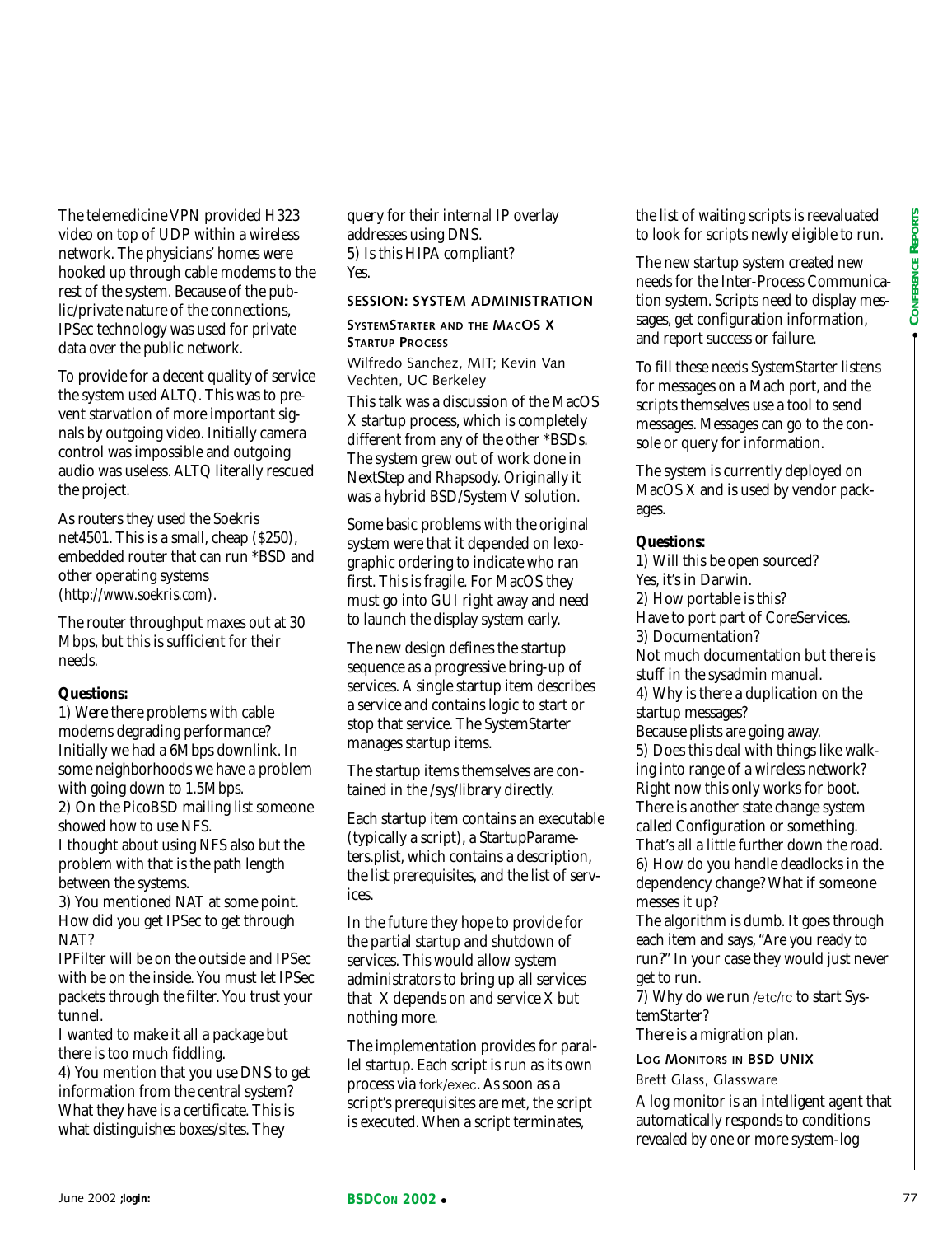The telemedicine VPN provided H323 video on top of UDP within a wireless network. The physicians' homes were hooked up through cable modems to the rest of the system. Because of the public/private nature of the connections, IPSec technology was used for private data over the public network.

To provide for a decent quality of service the system used ALTQ. This was to prevent starvation of more important signals by outgoing video. Initially camera control was impossible and outgoing audio was useless. ALTQ literally rescued the project.

As routers they used the Soekris net4501. This is a small, cheap ($250), embedded router that can run *BSD and other operating systems (http://www.soekris.com).

The router throughput maxes out at 30 Mbps, but this is sufficient for their needs.

**Questions:**

1) Were there problems with cable modems degrading performance?
Initially we had a 6Mbps downlink. In some neighborhoods we have a problem with going down to 1.5Mbps.

2) On the PicoBSD mailing list someone showed how to use NFS.
I thought about using NFS also but the problem with that is the path length between the systems.

3) You mentioned NAT at some point. How did you get IPSec to get through NAT?
IPFilter will be on the outside and IPSec with be on the inside. You must let IPSec packets through the filter. You trust your tunnel.
I wanted to make it all a package but there is too much fiddling.

4) You mention that you use DNS to get information from the central system?
What they have is a certificate. This is what distinguishes boxes/sites. They query for their internal IP overlay addresses using DNS.

5) Is this HIPA compliant?
Yes.

## SESSION: SYSTEM ADMINISTRATION

### SystemStarter and the MacOS X Startup Process

Wilfredo Sanchez, MIT; Kevin Van Vechten, UC Berkeley

This talk was a discussion of the MacOS X startup process, which is completely different from any of the other *BSDs. The system grew out of work done in NextStep and Rhapsody. Originally it was a hybrid BSD/System V solution.

Some basic problems with the original system were that it depended on lexographic ordering to indicate who ran first. This is fragile. For MacOS they must go into GUI right away and need to launch the display system early.

The new design defines the startup sequence as a progressive bring-up of services. A single startup item describes a service and contains logic to start or stop that service. The SystemStarter manages startup items.

The startup items themselves are contained in the /sys/library directly.

Each startup item contains an executable (typically a script), a StartupParameters.plist, which contains a description, the list prerequisites, and the list of services.

In the future they hope to provide for the partial startup and shutdown of services. This would allow system administrators to bring up all services that X depends on and service X but nothing more.

The implementation provides for parallel startup. Each script is run as its own process via fork/exec. As soon as a script's prerequisites are met, the script is executed. When a script terminates, the list of waiting scripts is reevaluated to look for scripts newly eligible to run.

The new startup system created new needs for the Inter-Process Communication system. Scripts need to display messages, get configuration information, and report success or failure.

To fill these needs SystemStarter listens for messages on a Mach port, and the scripts themselves use a tool to send messages. Messages can go to the console or query for information.

The system is currently deployed on MacOS X and is used by vendor packages.

**Questions:**

1) Will this be open sourced?
Yes, it's in Darwin.

2) How portable is this?
Have to port part of CoreServices.

3) Documentation?
Not much documentation but there is stuff in the sysadmin manual.

4) Why is there a duplication on the startup messages?
Because plists are going away.

5) Does this deal with things like walking into range of a wireless network?
Right now this only works for boot. There is another state change system called Configuration or something. That's all a little further down the road.

6) How do you handle deadlocks in the dependency change? What if someone messes it up?
The algorithm is dumb. It goes through each item and says, "Are you ready to run?" In your case they would just never get to run.

7) Why do we run /etc/rc to start SystemStarter?
There is a migration plan.

### Log Monitors in BSD UNIX

Brett Glass, Glassware

A log monitor is an intelligent agent that automatically responds to conditions revealed by one or more system-log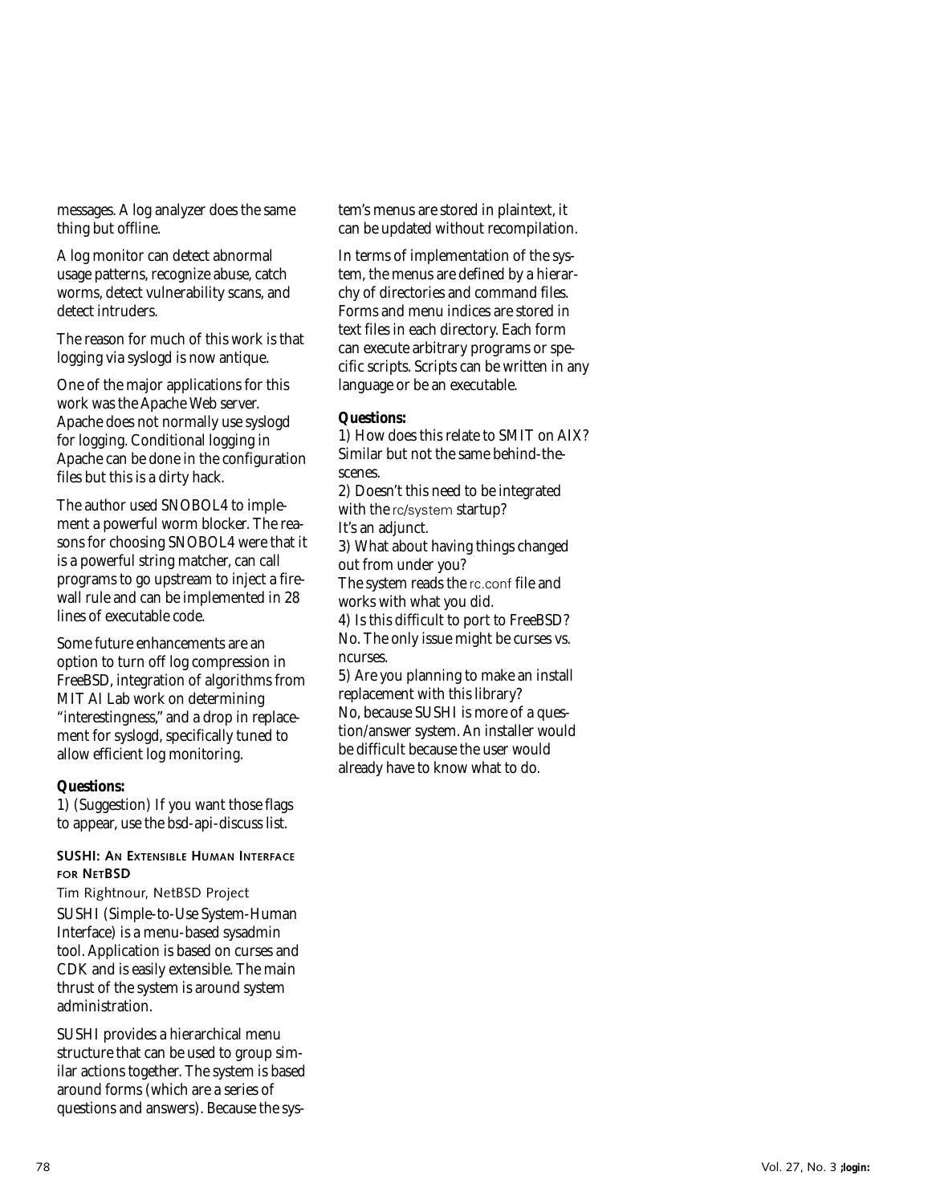messages. A log analyzer does the same thing but offline.

A log monitor can detect abnormal usage patterns, recognize abuse, catch worms, detect vulnerability scans, and detect intruders.

The reason for much of this work is that logging via syslogd is now antique.

One of the major applications for this work was the Apache Web server. Apache does not normally use syslogd for logging. Conditional logging in Apache can be done in the configuration files but this is a dirty hack.

The author used SNOBOL4 to implement a powerful worm blocker. The reasons for choosing SNOBOL4 were that it is a powerful string matcher, can call programs to go upstream to inject a firewall rule and can be implemented in 28 lines of executable code.

Some future enhancements are an option to turn off log compression in FreeBSD, integration of algorithms from MIT AI Lab work on determining "interestingness," and a drop in replacement for syslogd, specifically tuned to allow efficient log monitoring.

**Questions:**
1) (Suggestion) If you want those flags to appear, use the bsd-api-discuss list.

### SUSHI: An Extensible Human Interface for NetBSD

Tim Rightnour, NetBSD Project

SUSHI (Simple-to-Use System-Human Interface) is a menu-based sysadmin tool. Application is based on curses and CDK and is easily extensible. The main thrust of the system is around system administration.

SUSHI provides a hierarchical menu structure that can be used to group similar actions together. The system is based around forms (which are a series of questions and answers). Because the system's menus are stored in plaintext, it can be updated without recompilation.

In terms of implementation of the system, the menus are defined by a hierarchy of directories and command files. Forms and menu indices are stored in text files in each directory. Each form can execute arbitrary programs or specific scripts. Scripts can be written in any language or be an executable.

**Questions:**
1) How does this relate to SMIT on AIX?
Similar but not the same behind-the-scenes.
2) Doesn't this need to be integrated with the rc/system startup?
It's an adjunct.
3) What about having things changed out from under you?
The system reads the rc.conf file and works with what you did.
4) Is this difficult to port to FreeBSD?
No. The only issue might be curses vs. ncurses.
5) Are you planning to make an install replacement with this library?
No, because SUSHI is more of a question/answer system. An installer would be difficult because the user would already have to know what to do.